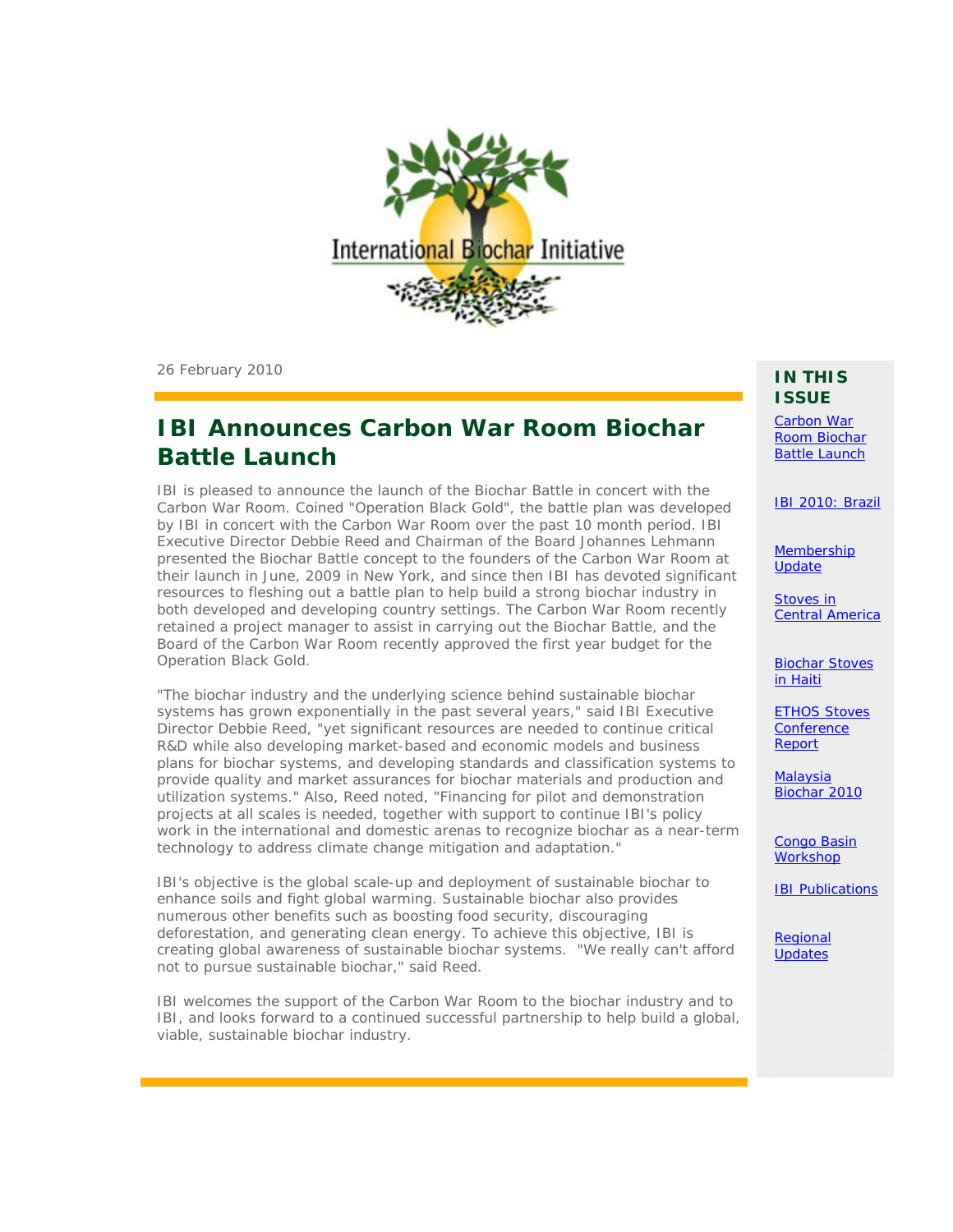International Biochar Initiative

26 February 2010

# IBI Announces Carbon War Room Biochar Battle Launch

IBI is pleased to announce the launch of the Biochar Battle in concert with the Carbon War Room. Coined "Operation Black Gold", the battle plan was developed by IBI in concert with the Carbon War Room over the past 10 month period. IBI Executive Director Debbie Reed and Chairman of the Board Johannes Lehmann presented the Biochar Battle concept to the founders of the Carbon War Room at their launch in June, 2009 in New York, and since then IBI has devoted significant resources to fleshing out a battle plan to help build a strong biochar industry in both developed and developing country settings. The Carbon War Room recently retained a project manager to assist in carrying out the Biochar Battle, and the Board of the Carbon War Room recently approved the first year budget for the Operation Black Gold.

"The biochar industry and the underlying science behind sustainable biochar systems has grown exponentially in the past several years," said IBI Executive Director Debbie Reed, "yet significant resources are needed to continue critical R&D while also developing market-based and economic models and business plans for biochar systems, and developing standards and classification systems to provide quality and market assurances for biochar materials and production and utilization systems." Also, Reed noted, "Financing for pilot and demonstration projects at all scales is needed, together with support to continue IBI's policy work in the international and domestic arenas to recognize biochar as a near-term technology to address climate change mitigation and adaptation."

IBI's objective is the global scale-up and deployment of sustainable biochar to enhance soils and fight global warming. Sustainable biochar also provides numerous other benefits such as boosting food security, discouraging deforestation, and generating clean energy. To achieve this objective, IBI is creating global awareness of sustainable biochar systems. "We really can't afford not to pursue sustainable biochar," said Reed.

IBI welcomes the support of the Carbon War Room to the biochar industry and to IBI, and looks forward to a continued successful partnership to help build a global, viable, sustainable biochar industry.

## IN THIS ISSUE

- Carbon War Room Biochar Battle Launch
- IBI 2010: Brazil
- Membership Update
- Stoves in Central America
- Biochar Stoves in Haiti
- ETHOS Stoves Conference Report
- Malaysia Biochar 2010
- Congo Basin Workshop
- IBI Publications
- Regional Updates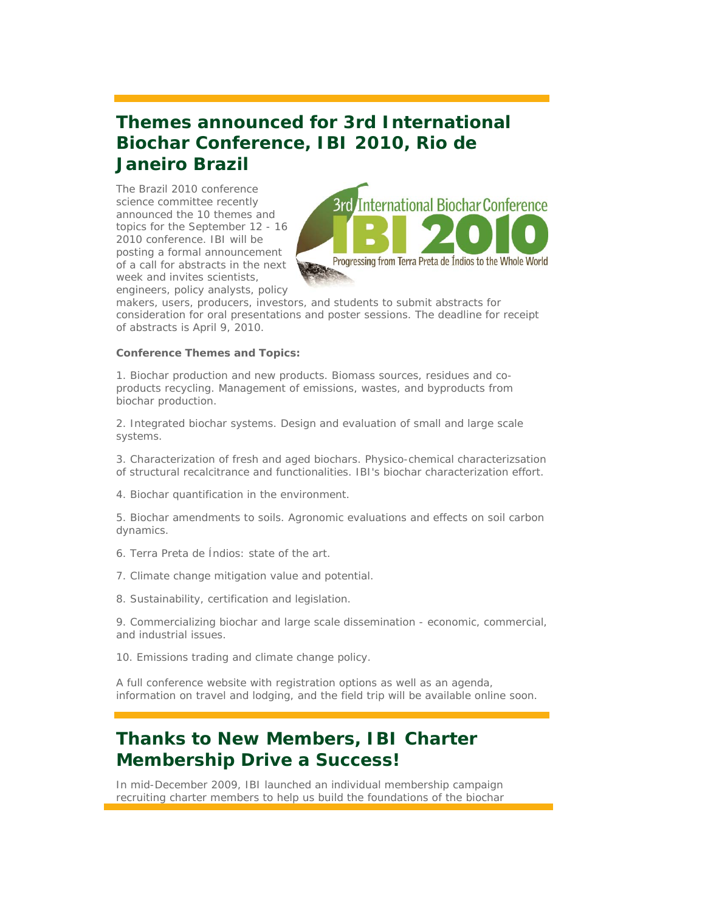## Themes announced for 3rd International Biochar Conference, IBI 2010, Rio de Janeiro Brazil

The Brazil 2010 conference science committee recently announced the 10 themes and topics for the September 12 - 16 2010 conference. IBI will be posting a formal announcement of a call for abstracts in the next week and invites scientists, engineers, policy analysts, policy makers, users, producers, investors, and students to submit abstracts for consideration for oral presentations and poster sessions. The deadline for receipt of abstracts is April 9, 2010.

**Conference Themes and Topics:**

1. Biochar production and new products. Biomass sources, residues and co-products recycling. Management of emissions, wastes, and byproducts from biochar production.

2. Integrated biochar systems. Design and evaluation of small and large scale systems.

3. Characterization of fresh and aged biochars. Physico-chemical characterizsation of structural recalcitrance and functionalities. IBI's biochar characterization effort.

4. Biochar quantification in the environment.

5. Biochar amendments to soils. Agronomic evaluations and effects on soil carbon dynamics.

6. Terra Preta de Índios: state of the art.

7. Climate change mitigation value and potential.

8. Sustainability, certification and legislation.

9. Commercializing biochar and large scale dissemination - economic, commercial, and industrial issues.

10. Emissions trading and climate change policy.

A full conference website with registration options as well as an agenda, information on travel and lodging, and the field trip will be available online soon.

## Thanks to New Members, IBI Charter Membership Drive a Success!

In mid-December 2009, IBI launched an individual membership campaign recruiting charter members to help us build the foundations of the biochar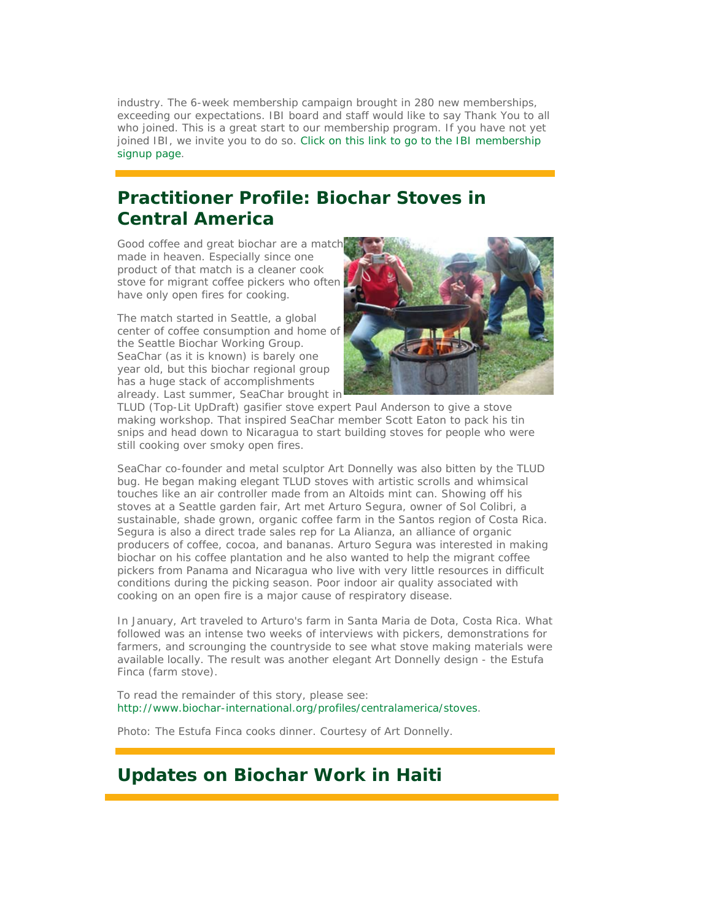industry. The 6-week membership campaign brought in 280 new memberships, exceeding our expectations. IBI board and staff would like to say Thank You to all who joined. This is a great start to our membership program. If you have not yet joined IBI, we invite you to do so. Click on this link to go to the IBI membership signup page.

## Practitioner Profile: Biochar Stoves in Central America

Good coffee and great biochar are a match made in heaven. Especially since one product of that match is a cleaner cook stove for migrant coffee pickers who often have only open fires for cooking.

The match started in Seattle, a global center of coffee consumption and home of the Seattle Biochar Working Group. SeaChar (as it is known) is barely one year old, but this biochar regional group has a huge stack of accomplishments already. Last summer, SeaChar brought in TLUD (Top-Lit UpDraft) gasifier stove expert Paul Anderson to give a stove making workshop. That inspired SeaChar member Scott Eaton to pack his tin snips and head down to Nicaragua to start building stoves for people who were still cooking over smoky open fires.

SeaChar co-founder and metal sculptor Art Donnelly was also bitten by the TLUD bug. He began making elegant TLUD stoves with artistic scrolls and whimsical touches like an air controller made from an Altoids mint can. Showing off his stoves at a Seattle garden fair, Art met Arturo Segura, owner of Sol Colibri, a sustainable, shade grown, organic coffee farm in the Santos region of Costa Rica. Segura is also a direct trade sales rep for La Alianza, an alliance of organic producers of coffee, cocoa, and bananas. Arturo Segura was interested in making biochar on his coffee plantation and he also wanted to help the migrant coffee pickers from Panama and Nicaragua who live with very little resources in difficult conditions during the picking season. Poor indoor air quality associated with cooking on an open fire is a major cause of respiratory disease.

In January, Art traveled to Arturo's farm in Santa Maria de Dota, Costa Rica. What followed was an intense two weeks of interviews with pickers, demonstrations for farmers, and scrounging the countryside to see what stove making materials were available locally. The result was another elegant Art Donnelly design - the Estufa Finca (farm stove).

To read the remainder of this story, please see: http://www.biochar-international.org/profiles/centralamerica/stoves.

Photo: The Estufa Finca cooks dinner. Courtesy of Art Donnelly.

## Updates on Biochar Work in Haiti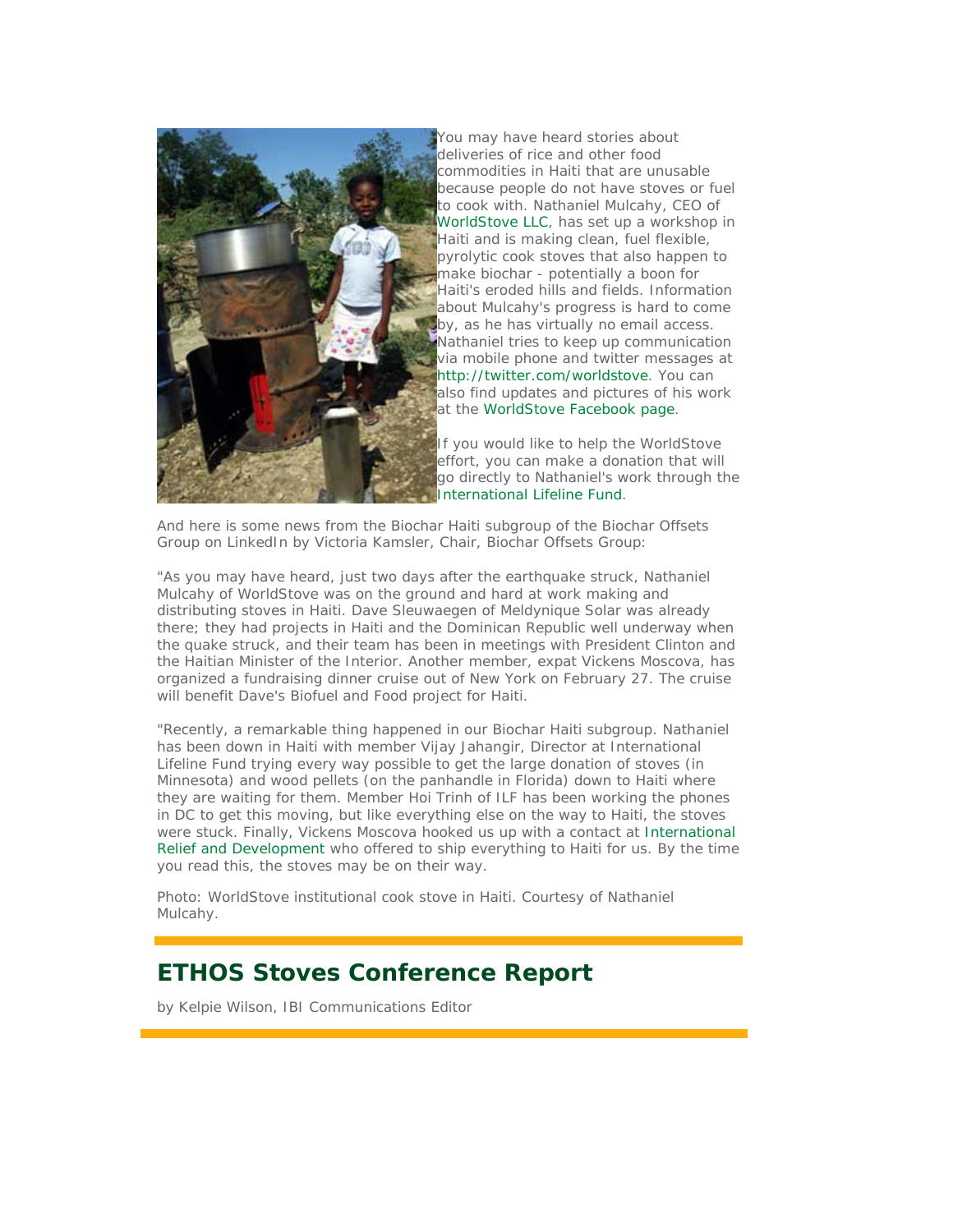You may have heard stories about deliveries of rice and other food commodities in Haiti that are unusable because people do not have stoves or fuel to cook with. Nathaniel Mulcahy, CEO of WorldStove LLC, has set up a workshop in Haiti and is making clean, fuel flexible, pyrolytic cook stoves that also happen to make biochar - potentially a boon for Haiti's eroded hills and fields. Information about Mulcahy's progress is hard to come by, as he has virtually no email access. Nathaniel tries to keep up communication via mobile phone and twitter messages at http://twitter.com/worldstove. You can also find updates and pictures of his work at the WorldStove Facebook page.

If you would like to help the WorldStove effort, you can make a donation that will go directly to Nathaniel's work through the International Lifeline Fund.

And here is some news from the Biochar Haiti subgroup of the Biochar Offsets Group on LinkedIn by Victoria Kamsler, Chair, Biochar Offsets Group:

"As you may have heard, just two days after the earthquake struck, Nathaniel Mulcahy of WorldStove was on the ground and hard at work making and distributing stoves in Haiti. Dave Sleuwaegen of Meldynique Solar was already there; they had projects in Haiti and the Dominican Republic well underway when the quake struck, and their team has been in meetings with President Clinton and the Haitian Minister of the Interior. Another member, expat Vickens Moscova, has organized a fundraising dinner cruise out of New York on February 27. The cruise will benefit Dave's Biofuel and Food project for Haiti.

"Recently, a remarkable thing happened in our Biochar Haiti subgroup. Nathaniel has been down in Haiti with member Vijay Jahangir, Director at International Lifeline Fund trying every way possible to get the large donation of stoves (in Minnesota) and wood pellets (on the panhandle in Florida) down to Haiti where they are waiting for them. Member Hoi Trinh of ILF has been working the phones in DC to get this moving, but like everything else on the way to Haiti, the stoves were stuck. Finally, Vickens Moscova hooked us up with a contact at International Relief and Development who offered to ship everything to Haiti for us. By the time you read this, the stoves may be on their way.

Photo: WorldStove institutional cook stove in Haiti. Courtesy of Nathaniel Mulcahy.

## ETHOS Stoves Conference Report

by Kelpie Wilson, IBI Communications Editor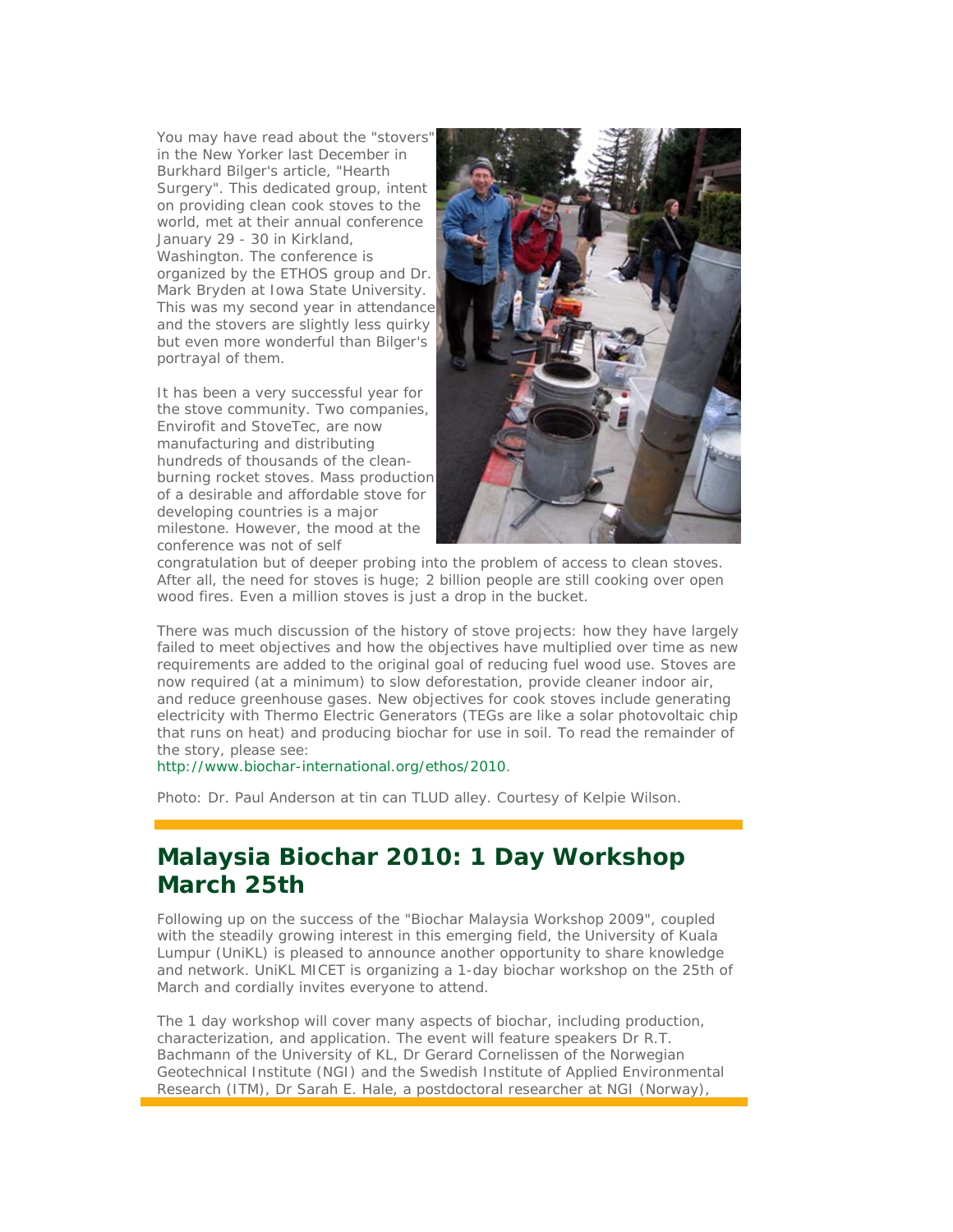You may have read about the "stovers" in the New Yorker last December in Burkhard Bilger's article, "Hearth Surgery". This dedicated group, intent on providing clean cook stoves to the world, met at their annual conference January 29 - 30 in Kirkland, Washington. The conference is organized by the ETHOS group and Dr. Mark Bryden at Iowa State University. This was my second year in attendance and the stovers are slightly less quirky but even more wonderful than Bilger's portrayal of them.

It has been a very successful year for the stove community. Two companies, Envirofit and StoveTec, are now manufacturing and distributing hundreds of thousands of the clean-burning rocket stoves. Mass production of a desirable and affordable stove for developing countries is a major milestone. However, the mood at the conference was not of self congratulation but of deeper probing into the problem of access to clean stoves. After all, the need for stoves is huge; 2 billion people are still cooking over open wood fires. Even a million stoves is just a drop in the bucket.

There was much discussion of the history of stove projects: how they have largely failed to meet objectives and how the objectives have multiplied over time as new requirements are added to the original goal of reducing fuel wood use. Stoves are now required (at a minimum) to slow deforestation, provide cleaner indoor air, and reduce greenhouse gases. New objectives for cook stoves include generating electricity with Thermo Electric Generators (TEGs are like a solar photovoltaic chip that runs on heat) and producing biochar for use in soil. To read the remainder of the story, please see:
http://www.biochar-international.org/ethos/2010.

Photo: Dr. Paul Anderson at tin can TLUD alley. Courtesy of Kelpie Wilson.

## Malaysia Biochar 2010: 1 Day Workshop March 25th

Following up on the success of the "Biochar Malaysia Workshop 2009", coupled with the steadily growing interest in this emerging field, the University of Kuala Lumpur (UniKL) is pleased to announce another opportunity to share knowledge and network. UniKL MICET is organizing a 1-day biochar workshop on the 25th of March and cordially invites everyone to attend.

The 1 day workshop will cover many aspects of biochar, including production, characterization, and application. The event will feature speakers Dr R.T. Bachmann of the University of KL, Dr Gerard Cornelissen of the Norwegian Geotechnical Institute (NGI) and the Swedish Institute of Applied Environmental Research (ITM), Dr Sarah E. Hale, a postdoctoral researcher at NGI (Norway),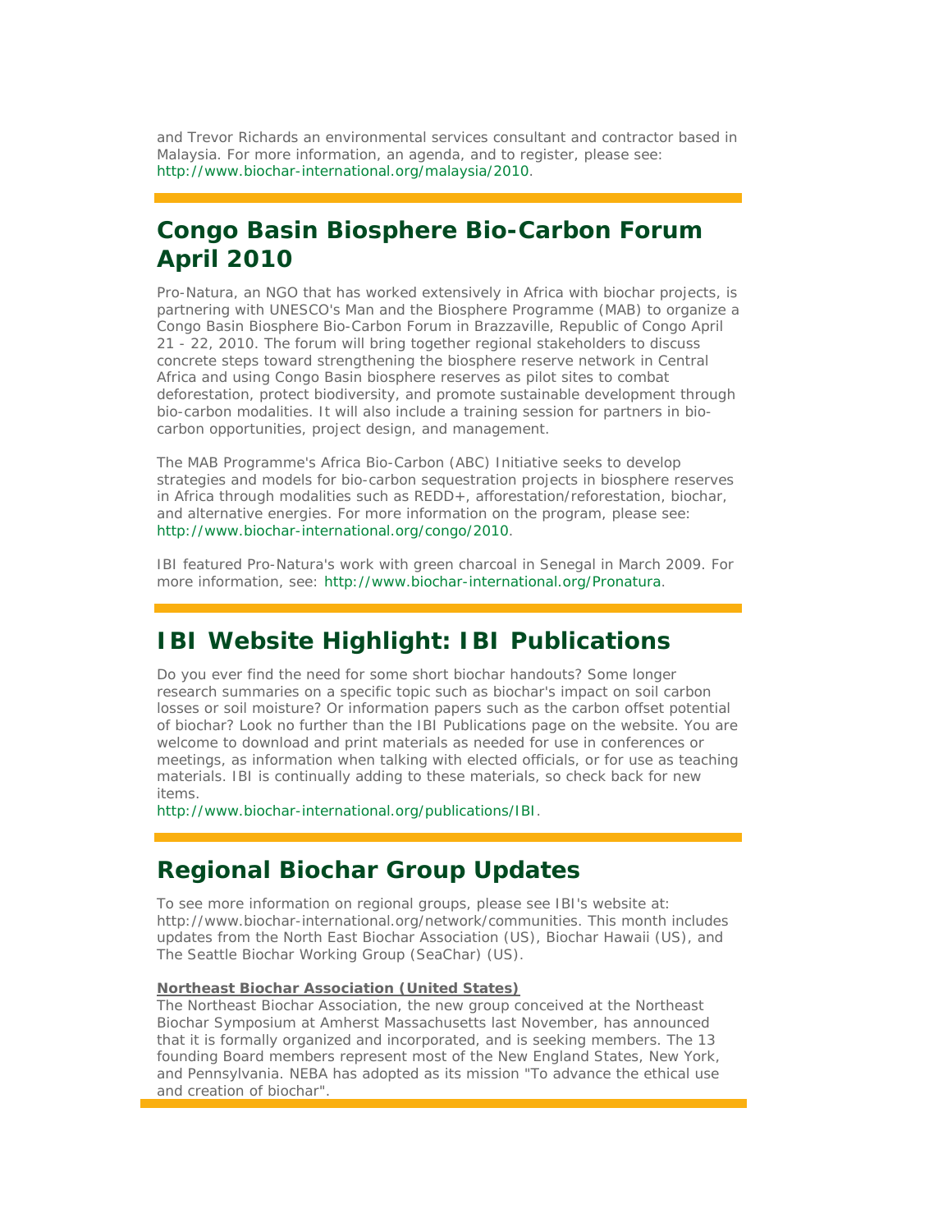and Trevor Richards an environmental services consultant and contractor based in Malaysia. For more information, an agenda, and to register, please see: http://www.biochar-international.org/malaysia/2010.

## Congo Basin Biosphere Bio-Carbon Forum April 2010

Pro-Natura, an NGO that has worked extensively in Africa with biochar projects, is partnering with UNESCO's Man and the Biosphere Programme (MAB) to organize a Congo Basin Biosphere Bio-Carbon Forum in Brazzaville, Republic of Congo April 21 - 22, 2010. The forum will bring together regional stakeholders to discuss concrete steps toward strengthening the biosphere reserve network in Central Africa and using Congo Basin biosphere reserves as pilot sites to combat deforestation, protect biodiversity, and promote sustainable development through bio-carbon modalities. It will also include a training session for partners in bio-carbon opportunities, project design, and management.

The MAB Programme's Africa Bio-Carbon (ABC) Initiative seeks to develop strategies and models for bio-carbon sequestration projects in biosphere reserves in Africa through modalities such as REDD+, afforestation/reforestation, biochar, and alternative energies. For more information on the program, please see: http://www.biochar-international.org/congo/2010.

IBI featured Pro-Natura's work with green charcoal in Senegal in March 2009. For more information, see: http://www.biochar-international.org/Pronatura.

## IBI Website Highlight: IBI Publications

Do you ever find the need for some short biochar handouts? Some longer research summaries on a specific topic such as biochar's impact on soil carbon losses or soil moisture? Or information papers such as the carbon offset potential of biochar? Look no further than the IBI Publications page on the website. You are welcome to download and print materials as needed for use in conferences or meetings, as information when talking with elected officials, or for use as teaching materials. IBI is continually adding to these materials, so check back for new items.
http://www.biochar-international.org/publications/IBI.

## Regional Biochar Group Updates

To see more information on regional groups, please see IBI's website at: http://www.biochar-international.org/network/communities. This month includes updates from the North East Biochar Association (US), Biochar Hawaii (US), and The Seattle Biochar Working Group (SeaChar) (US).

**Northeast Biochar Association (United States)**
The Northeast Biochar Association, the new group conceived at the Northeast Biochar Symposium at Amherst Massachusetts last November, has announced that it is formally organized and incorporated, and is seeking members. The 13 founding Board members represent most of the New England States, New York, and Pennsylvania. NEBA has adopted as its mission "To advance the ethical use and creation of biochar".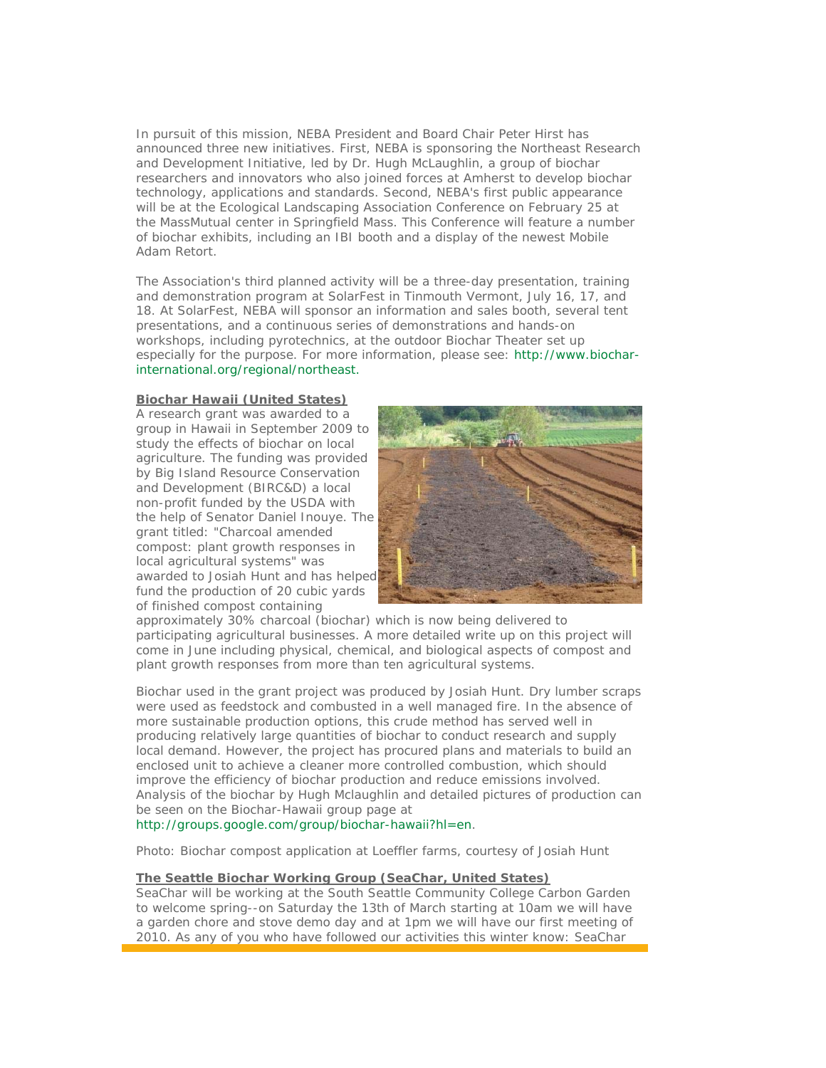In pursuit of this mission, NEBA President and Board Chair Peter Hirst has announced three new initiatives. First, NEBA is sponsoring the Northeast Research and Development Initiative, led by Dr. Hugh McLaughlin, a group of biochar researchers and innovators who also joined forces at Amherst to develop biochar technology, applications and standards. Second, NEBA's first public appearance will be at the Ecological Landscaping Association Conference on February 25 at the MassMutual center in Springfield Mass. This Conference will feature a number of biochar exhibits, including an IBI booth and a display of the newest Mobile Adam Retort.

The Association's third planned activity will be a three-day presentation, training and demonstration program at SolarFest in Tinmouth Vermont, July 16, 17, and 18. At SolarFest, NEBA will sponsor an information and sales booth, several tent presentations, and a continuous series of demonstrations and hands-on workshops, including pyrotechnics, at the outdoor Biochar Theater set up especially for the purpose. For more information, please see: http://www.biochar-international.org/regional/northeast.

**Biochar Hawaii (United States)**

A research grant was awarded to a group in Hawaii in September 2009 to study the effects of biochar on local agriculture. The funding was provided by Big Island Resource Conservation and Development (BIRC&D) a local non-profit funded by the USDA with the help of Senator Daniel Inouye. The grant titled: "Charcoal amended compost: plant growth responses in local agricultural systems" was awarded to Josiah Hunt and has helped fund the production of 20 cubic yards of finished compost containing approximately 30% charcoal (biochar) which is now being delivered to participating agricultural businesses. A more detailed write up on this project will come in June including physical, chemical, and biological aspects of compost and plant growth responses from more than ten agricultural systems.

Biochar used in the grant project was produced by Josiah Hunt. Dry lumber scraps were used as feedstock and combusted in a well managed fire. In the absence of more sustainable production options, this crude method has served well in producing relatively large quantities of biochar to conduct research and supply local demand. However, the project has procured plans and materials to build an enclosed unit to achieve a cleaner more controlled combustion, which should improve the efficiency of biochar production and reduce emissions involved. Analysis of the biochar by Hugh Mclaughlin and detailed pictures of production can be seen on the Biochar-Hawaii group page at http://groups.google.com/group/biochar-hawaii?hl=en.

Photo: Biochar compost application at Loeffler farms, courtesy of Josiah Hunt

**The Seattle Biochar Working Group (SeaChar, United States)**

SeaChar will be working at the South Seattle Community College Carbon Garden to welcome spring--on Saturday the 13th of March starting at 10am we will have a garden chore and stove demo day and at 1pm we will have our first meeting of 2010. As any of you who have followed our activities this winter know: SeaChar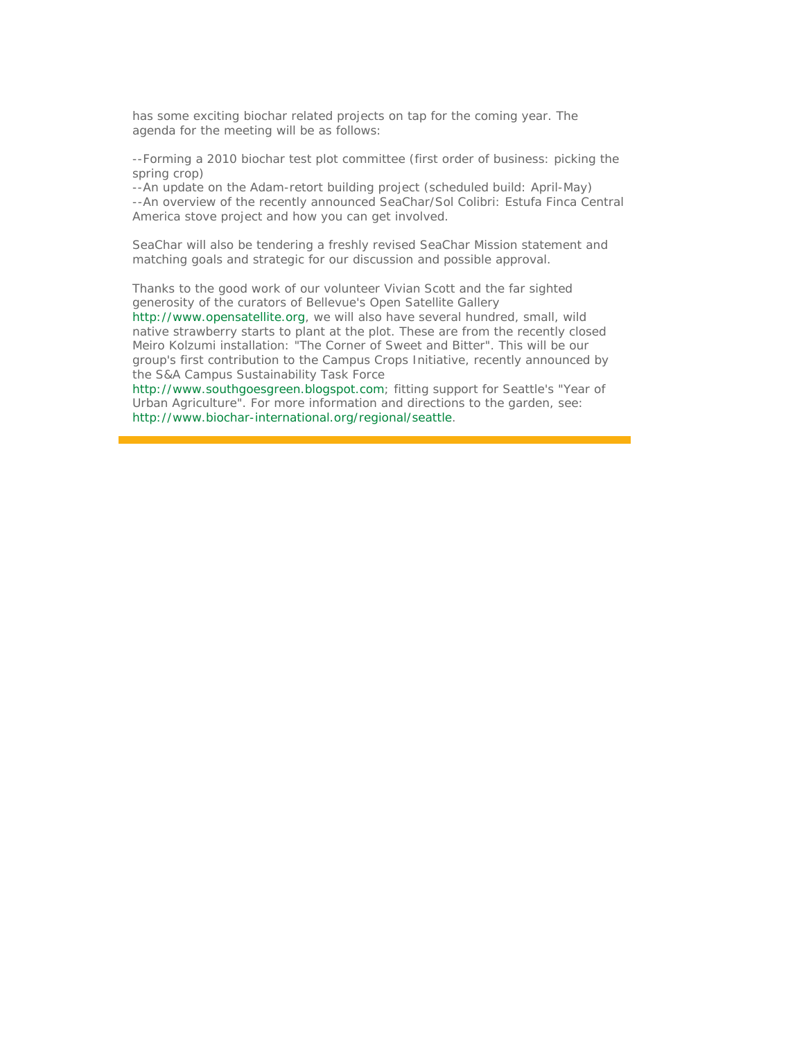has some exciting biochar related projects on tap for the coming year. The agenda for the meeting will be as follows:

--Forming a 2010 biochar test plot committee (first order of business: picking the spring crop)
--An update on the Adam-retort building project (scheduled build: April-May)
--An overview of the recently announced SeaChar/Sol Colibri: Estufa Finca Central America stove project and how you can get involved.

SeaChar will also be tendering a freshly revised SeaChar Mission statement and matching goals and strategic for our discussion and possible approval.

Thanks to the good work of our volunteer Vivian Scott and the far sighted generosity of the curators of Bellevue's Open Satellite Gallery http://www.opensatellite.org, we will also have several hundred, small, wild native strawberry starts to plant at the plot. These are from the recently closed Meiro Kolzumi installation: "The Corner of Sweet and Bitter". This will be our group's first contribution to the Campus Crops Initiative, recently announced by the S&A Campus Sustainability Task Force http://www.southgoesgreen.blogspot.com; fitting support for Seattle's "Year of Urban Agriculture". For more information and directions to the garden, see: http://www.biochar-international.org/regional/seattle.